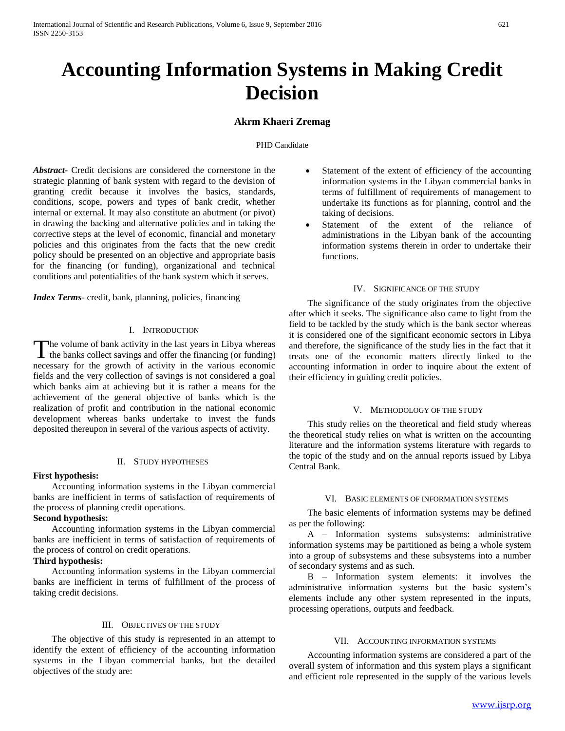# Accounting Information Systems in Making Credit Decision

**Akrm Khaeri Zremag**

PHD Candidate

***Abstract-*** Credit decisions are considered the cornerstone in the strategic planning of bank system with regard to the devision of granting credit because it involves the basics, standards, conditions, scope, powers and types of bank credit, whether internal or external. It may also constitute an abutment (or pivot) in drawing the backing and alternative policies and in taking the corrective steps at the level of economic, financial and monetary policies and this originates from the facts that the new credit policy should be presented on an objective and appropriate basis for the financing (or funding), organizational and technical conditions and potentialities of the bank system which it serves.

***Index Terms-*** credit, bank, planning, policies, financing

## I. Introduction

The volume of bank activity in the last years in Libya whereas the banks collect savings and offer the financing (or funding) necessary for the growth of activity in the various economic fields and the very collection of savings is not considered a goal which banks aim at achieving but it is rather a means for the achievement of the general objective of banks which is the realization of profit and contribution in the national economic development whereas banks undertake to invest the funds deposited thereupon in several of the various aspects of activity.

## II. Study Hypotheses

**First hypothesis:**

Accounting information systems in the Libyan commercial banks are inefficient in terms of satisfaction of requirements of the process of planning credit operations.

**Second hypothesis:**

Accounting information systems in the Libyan commercial banks are inefficient in terms of satisfaction of requirements of the process of control on credit operations.

**Third hypothesis:**

Accounting information systems in the Libyan commercial banks are inefficient in terms of fulfillment of the process of taking credit decisions.

## III. Objectives of the Study

The objective of this study is represented in an attempt to identify the extent of efficiency of the accounting information systems in the Libyan commercial banks, but the detailed objectives of the study are:

- Statement of the extent of efficiency of the accounting information systems in the Libyan commercial banks in terms of fulfillment of requirements of management to undertake its functions as for planning, control and the taking of decisions.
- Statement of the extent of the reliance of administrations in the Libyan bank of the accounting information systems therein in order to undertake their functions.

## IV. Significance of the Study

The significance of the study originates from the objective after which it seeks. The significance also came to light from the field to be tackled by the study which is the bank sector whereas it is considered one of the significant economic sectors in Libya and therefore, the significance of the study lies in the fact that it treats one of the economic matters directly linked to the accounting information in order to inquire about the extent of their efficiency in guiding credit policies.

## V. Methodology of the Study

This study relies on the theoretical and field study whereas the theoretical study relies on what is written on the accounting literature and the information systems literature with regards to the topic of the study and on the annual reports issued by Libya Central Bank.

## VI. Basic Elements of Information Systems

The basic elements of information systems may be defined as per the following:

A – Information systems subsystems: administrative information systems may be partitioned as being a whole system into a group of subsystems and these subsystems into a number of secondary systems and as such.

B – Information system elements: it involves the administrative information systems but the basic system's elements include any other system represented in the inputs, processing operations, outputs and feedback.

## VII. Accounting Information Systems

Accounting information systems are considered a part of the overall system of information and this system plays a significant and efficient role represented in the supply of the various levels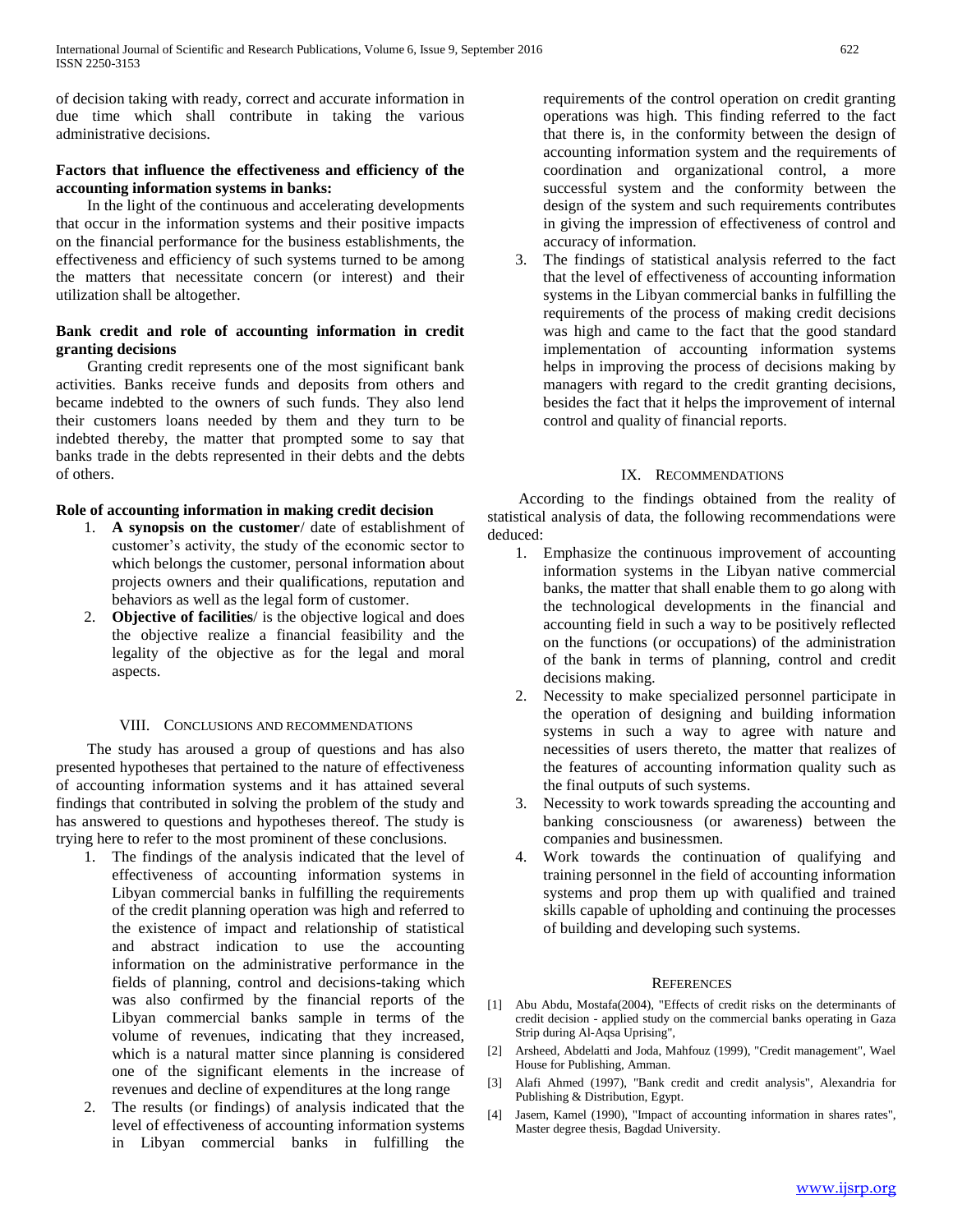of decision taking with ready, correct and accurate information in due time which shall contribute in taking the various administrative decisions.

**Factors that influence the effectiveness and efficiency of the accounting information systems in banks:**

In the light of the continuous and accelerating developments that occur in the information systems and their positive impacts on the financial performance for the business establishments, the effectiveness and efficiency of such systems turned to be among the matters that necessitate concern (or interest) and their utilization shall be altogether.

**Bank credit and role of accounting information in credit granting decisions**

Granting credit represents one of the most significant bank activities. Banks receive funds and deposits from others and became indebted to the owners of such funds. They also lend their customers loans needed by them and they turn to be indebted thereby, the matter that prompted some to say that banks trade in the debts represented in their debts and the debts of others.

**Role of accounting information in making credit decision**

1. **A synopsis on the customer**/ date of establishment of customer's activity, the study of the economic sector to which belongs the customer, personal information about projects owners and their qualifications, reputation and behaviors as well as the legal form of customer.
2. **Objective of facilities**/ is the objective logical and does the objective realize a financial feasibility and the legality of the objective as for the legal and moral aspects.

## VIII. Conclusions and Recommendations

The study has aroused a group of questions and has also presented hypotheses that pertained to the nature of effectiveness of accounting information systems and it has attained several findings that contributed in solving the problem of the study and has answered to questions and hypotheses thereof. The study is trying here to refer to the most prominent of these conclusions.

1. The findings of the analysis indicated that the level of effectiveness of accounting information systems in Libyan commercial banks in fulfilling the requirements of the credit planning operation was high and referred to the existence of impact and relationship of statistical and abstract indication to use the accounting information on the administrative performance in the fields of planning, control and decisions-taking which was also confirmed by the financial reports of the Libyan commercial banks sample in terms of the volume of revenues, indicating that they increased, which is a natural matter since planning is considered one of the significant elements in the increase of revenues and decline of expenditures at the long range
2. The results (or findings) of analysis indicated that the level of effectiveness of accounting information systems in Libyan commercial banks in fulfilling the requirements of the control operation on credit granting operations was high. This finding referred to the fact that there is, in the conformity between the design of accounting information system and the requirements of coordination and organizational control, a more successful system and the conformity between the design of the system and such requirements contributes in giving the impression of effectiveness of control and accuracy of information.
3. The findings of statistical analysis referred to the fact that the level of effectiveness of accounting information systems in the Libyan commercial banks in fulfilling the requirements of the process of making credit decisions was high and came to the fact that the good standard implementation of accounting information systems helps in improving the process of decisions making by managers with regard to the credit granting decisions, besides the fact that it helps the improvement of internal control and quality of financial reports.

## IX. Recommendations

According to the findings obtained from the reality of statistical analysis of data, the following recommendations were deduced:

1. Emphasize the continuous improvement of accounting information systems in the Libyan native commercial banks, the matter that shall enable them to go along with the technological developments in the financial and accounting field in such a way to be positively reflected on the functions (or occupations) of the administration of the bank in terms of planning, control and credit decisions making.
2. Necessity to make specialized personnel participate in the operation of designing and building information systems in such a way to agree with nature and necessities of users thereto, the matter that realizes of the features of accounting information quality such as the final outputs of such systems.
3. Necessity to work towards spreading the accounting and banking consciousness (or awareness) between the companies and businessmen.
4. Work towards the continuation of qualifying and training personnel in the field of accounting information systems and prop them up with qualified and trained skills capable of upholding and continuing the processes of building and developing such systems.

## References

[1] Abu Abdu, Mostafa(2004), "Effects of credit risks on the determinants of credit decision - applied study on the commercial banks operating in Gaza Strip during Al-Aqsa Uprising",

[2] Arsheed, Abdelatti and Joda, Mahfouz (1999), "Credit management", Wael House for Publishing, Amman.

[3] Alafi Ahmed (1997), "Bank credit and credit analysis", Alexandria for Publishing & Distribution, Egypt.

[4] Jasem, Kamel (1990), "Impact of accounting information in shares rates", Master degree thesis, Bagdad University.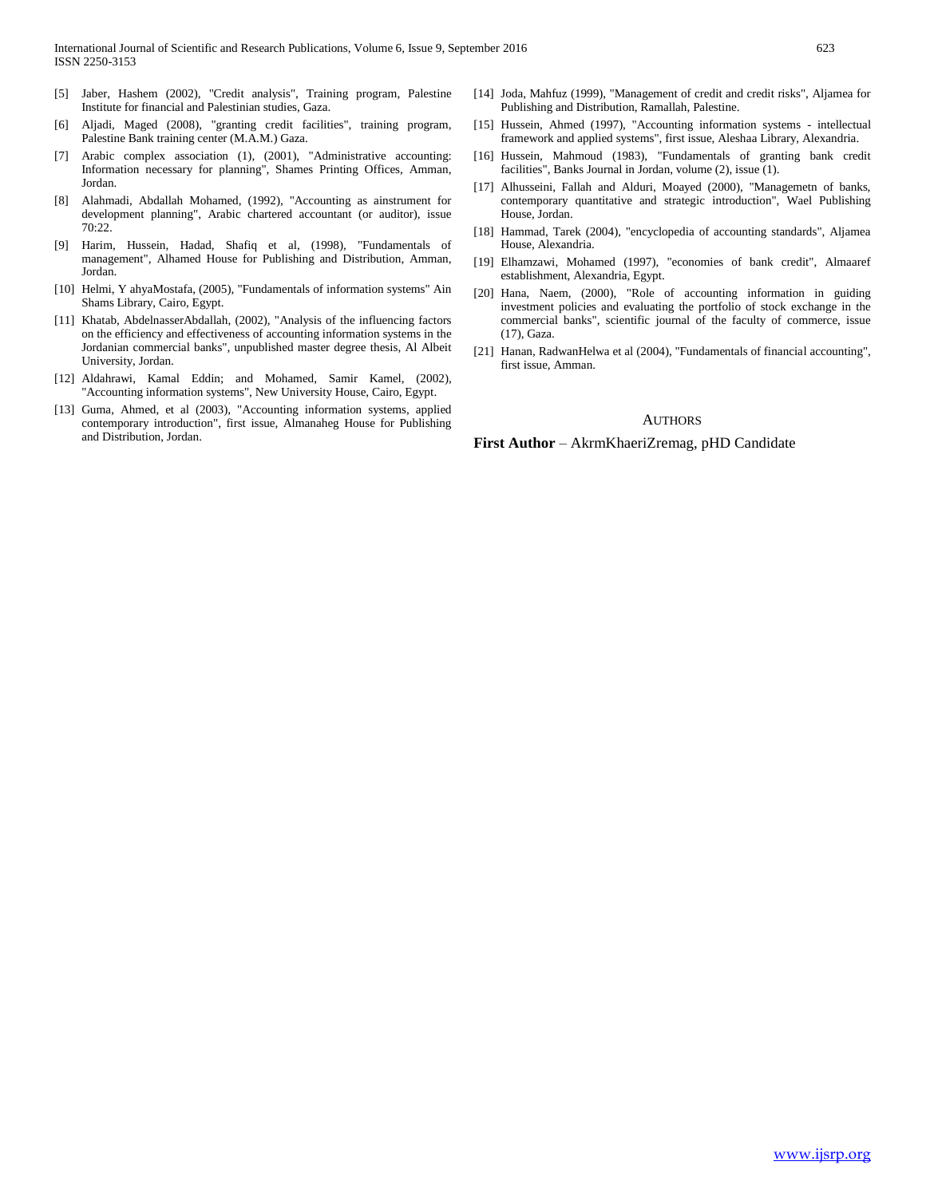[5] Jaber, Hashem (2002), "Credit analysis", Training program, Palestine Institute for financial and Palestinian studies, Gaza.

[6] Aljadi, Maged (2008), "granting credit facilities", training program, Palestine Bank training center (M.A.M.) Gaza.

[7] Arabic complex association (1), (2001), "Administrative accounting: Information necessary for planning", Shames Printing Offices, Amman, Jordan.

[8] Alahmadi, Abdallah Mohamed, (1992), "Accounting as ainstrument for development planning", Arabic chartered accountant (or auditor), issue 70:22.

[9] Harim, Hussein, Hadad, Shafiq et al, (1998), "Fundamentals of management", Alhamed House for Publishing and Distribution, Amman, Jordan.

[10] Helmi, Y ahyaMostafa, (2005), "Fundamentals of information systems" Ain Shams Library, Cairo, Egypt.

[11] Khatab, AbdelnasserAbdallah, (2002), "Analysis of the influencing factors on the efficiency and effectiveness of accounting information systems in the Jordanian commercial banks", unpublished master degree thesis, Al Albeit University, Jordan.

[12] Aldahrawi, Kamal Eddin; and Mohamed, Samir Kamel, (2002), "Accounting information systems", New University House, Cairo, Egypt.

[13] Guma, Ahmed, et al (2003), "Accounting information systems, applied contemporary introduction", first issue, Almanaheg House for Publishing and Distribution, Jordan.

[14] Joda, Mahfuz (1999), "Management of credit and credit risks", Aljamea for Publishing and Distribution, Ramallah, Palestine.

[15] Hussein, Ahmed (1997), "Accounting information systems - intellectual framework and applied systems", first issue, Aleshaa Library, Alexandria.

[16] Hussein, Mahmoud (1983), "Fundamentals of granting bank credit facilities", Banks Journal in Jordan, volume (2), issue (1).

[17] Alhusseini, Fallah and Alduri, Moayed (2000), "Managemetn of banks, contemporary quantitative and strategic introduction", Wael Publishing House, Jordan.

[18] Hammad, Tarek (2004), "encyclopedia of accounting standards", Aljamea House, Alexandria.

[19] Elhamzawi, Mohamed (1997), "economies of bank credit", Almaaref establishment, Alexandria, Egypt.

[20] Hana, Naem, (2000), "Role of accounting information in guiding investment policies and evaluating the portfolio of stock exchange in the commercial banks", scientific journal of the faculty of commerce, issue (17), Gaza.

[21] Hanan, RadwanHelwa et al (2004), "Fundamentals of financial accounting", first issue, Amman.

## AUTHORS

**First Author** – AkrmKhaeriZremag, pHD Candidate